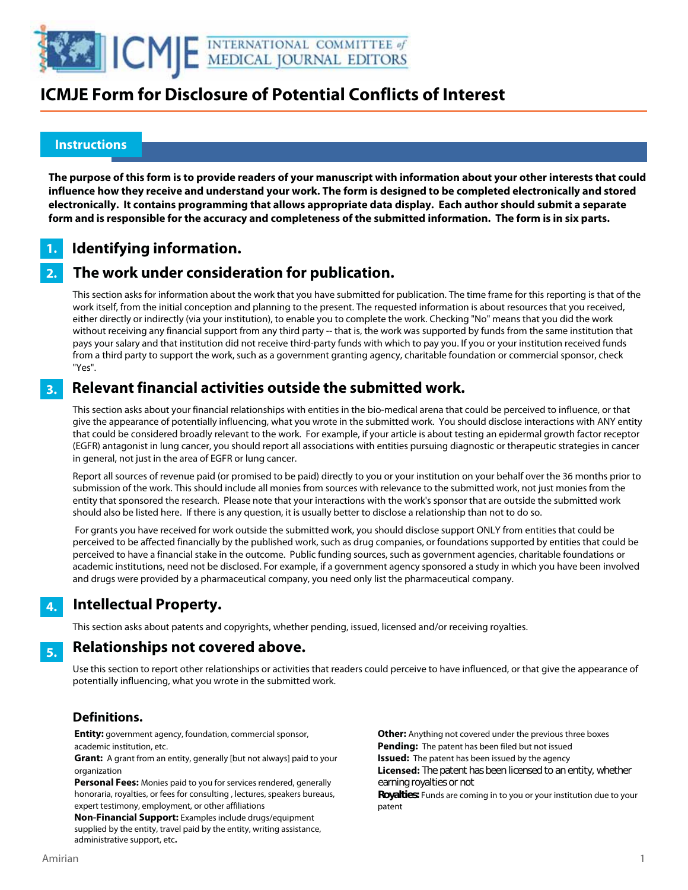# ICMJE Form for Disclosure of Potential Conflicts of Interest

## Instructions

**The purpose of this form is to provide readers of your manuscript with information about your other interests that could influence how they receive and understand your work. The form is designed to be completed electronically and stored electronically. It contains programming that allows appropriate data display. Each author should submit a separate form and is responsible for the accuracy and completeness of the submitted information. The form is in six parts.**

### 1. Identifying information.

### 2. The work under consideration for publication.

This section asks for information about the work that you have submitted for publication. The time frame for this reporting is that of the work itself, from the initial conception and planning to the present. The requested information is about resources that you received, either directly or indirectly (via your institution), to enable you to complete the work. Checking "No" means that you did the work without receiving any financial support from any third party -- that is, the work was supported by funds from the same institution that pays your salary and that institution did not receive third-party funds with which to pay you. If you or your institution received funds from a third party to support the work, such as a government granting agency, charitable foundation or commercial sponsor, check "Yes".

### 3. Relevant financial activities outside the submitted work.

This section asks about your financial relationships with entities in the bio-medical arena that could be perceived to influence, or that give the appearance of potentially influencing, what you wrote in the submitted work. You should disclose interactions with ANY entity that could be considered broadly relevant to the work. For example, if your article is about testing an epidermal growth factor receptor (EGFR) antagonist in lung cancer, you should report all associations with entities pursuing diagnostic or therapeutic strategies in cancer in general, not just in the area of EGFR or lung cancer.

Report all sources of revenue paid (or promised to be paid) directly to you or your institution on your behalf over the 36 months prior to submission of the work. This should include all monies from sources with relevance to the submitted work, not just monies from the entity that sponsored the research. Please note that your interactions with the work's sponsor that are outside the submitted work should also be listed here. If there is any question, it is usually better to disclose a relationship than not to do so.

For grants you have received for work outside the submitted work, you should disclose support ONLY from entities that could be perceived to be affected financially by the published work, such as drug companies, or foundations supported by entities that could be perceived to have a financial stake in the outcome. Public funding sources, such as government agencies, charitable foundations or academic institutions, need not be disclosed. For example, if a government agency sponsored a study in which you have been involved and drugs were provided by a pharmaceutical company, you need only list the pharmaceutical company.

### 4. Intellectual Property.

This section asks about patents and copyrights, whether pending, issued, licensed and/or receiving royalties.

### 5. Relationships not covered above.

Use this section to report other relationships or activities that readers could perceive to have influenced, or that give the appearance of potentially influencing, what you wrote in the submitted work.

### Definitions.

**Entity:** government agency, foundation, commercial sponsor, academic institution, etc.

**Grant:** A grant from an entity, generally [but not always] paid to your organization

**Personal Fees:** Monies paid to you for services rendered, generally honoraria, royalties, or fees for consulting , lectures, speakers bureaus, expert testimony, employment, or other affiliations

**Non-Financial Support:** Examples include drugs/equipment supplied by the entity, travel paid by the entity, writing assistance, administrative support, etc**.**

**Other:** Anything not covered under the previous three boxes

**Pending:** The patent has been filed but not issued

**Issued:** The patent has been issued by the agency

**Licensed:** The patent has been licensed to an entity, whether earning royalties or not

**Royalties:** Funds are coming in to you or your institution due to your patent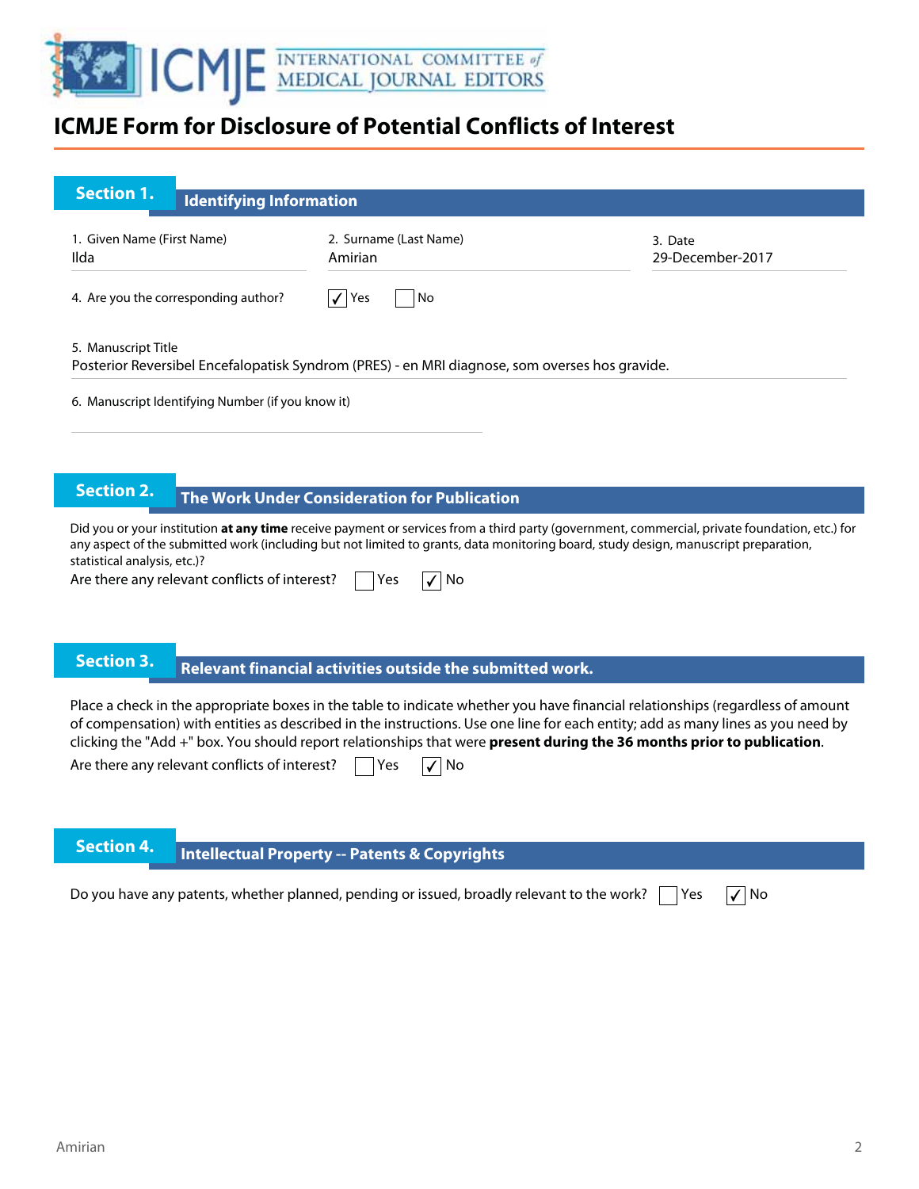# ICMJE Form for Disclosure of Potential Conflicts of Interest

## Section 1. Identifying Information

1. Given Name (First Name)
Ilda

2. Surname (Last Name)
Amirian

3. Date
29-December-2017

4. Are you the corresponding author? ☑ Yes ☐ No

5. Manuscript Title
Posterior Reversibel Encefalopatisk Syndrom (PRES) - en MRI diagnose, som overses hos gravide.

6. Manuscript Identifying Number (if you know it)

## Section 2. The Work Under Consideration for Publication

Did you or your institution **at any time** receive payment or services from a third party (government, commercial, private foundation, etc.) for any aspect of the submitted work (including but not limited to grants, data monitoring board, study design, manuscript preparation, statistical analysis, etc.)?

Are there any relevant conflicts of interest? ☐ Yes ☑ No

## Section 3. Relevant financial activities outside the submitted work.

Place a check in the appropriate boxes in the table to indicate whether you have financial relationships (regardless of amount of compensation) with entities as described in the instructions. Use one line for each entity; add as many lines as you need by clicking the "Add +" box. You should report relationships that were **present during the 36 months prior to publication**.

Are there any relevant conflicts of interest? ☐ Yes ☑ No

## Section 4. Intellectual Property -- Patents & Copyrights

Do you have any patents, whether planned, pending or issued, broadly relevant to the work? ☐ Yes ☑ No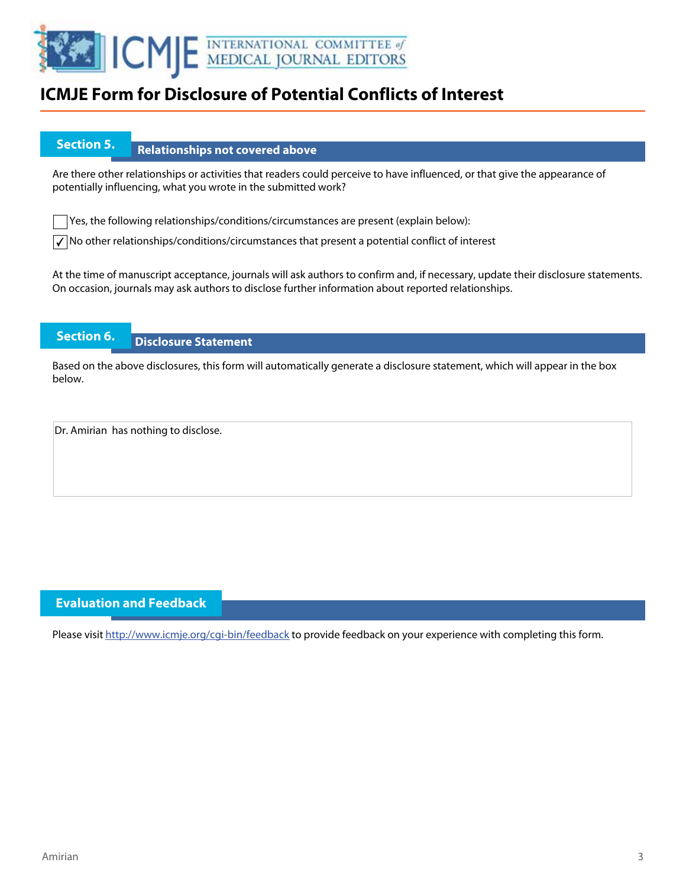# ICMJE Form for Disclosure of Potential Conflicts of Interest

## Section 5. Relationships not covered above

Are there other relationships or activities that readers could perceive to have influenced, or that give the appearance of potentially influencing, what you wrote in the submitted work?

☐ Yes, the following relationships/conditions/circumstances are present (explain below):

☑ No other relationships/conditions/circumstances that present a potential conflict of interest

At the time of manuscript acceptance, journals will ask authors to confirm and, if necessary, update their disclosure statements. On occasion, journals may ask authors to disclose further information about reported relationships.

## Section 6. Disclosure Statement

Based on the above disclosures, this form will automatically generate a disclosure statement, which will appear in the box below.

Dr. Amirian has nothing to disclose.

## Evaluation and Feedback

Please visit http://www.icmje.org/cgi-bin/feedback to provide feedback on your experience with completing this form.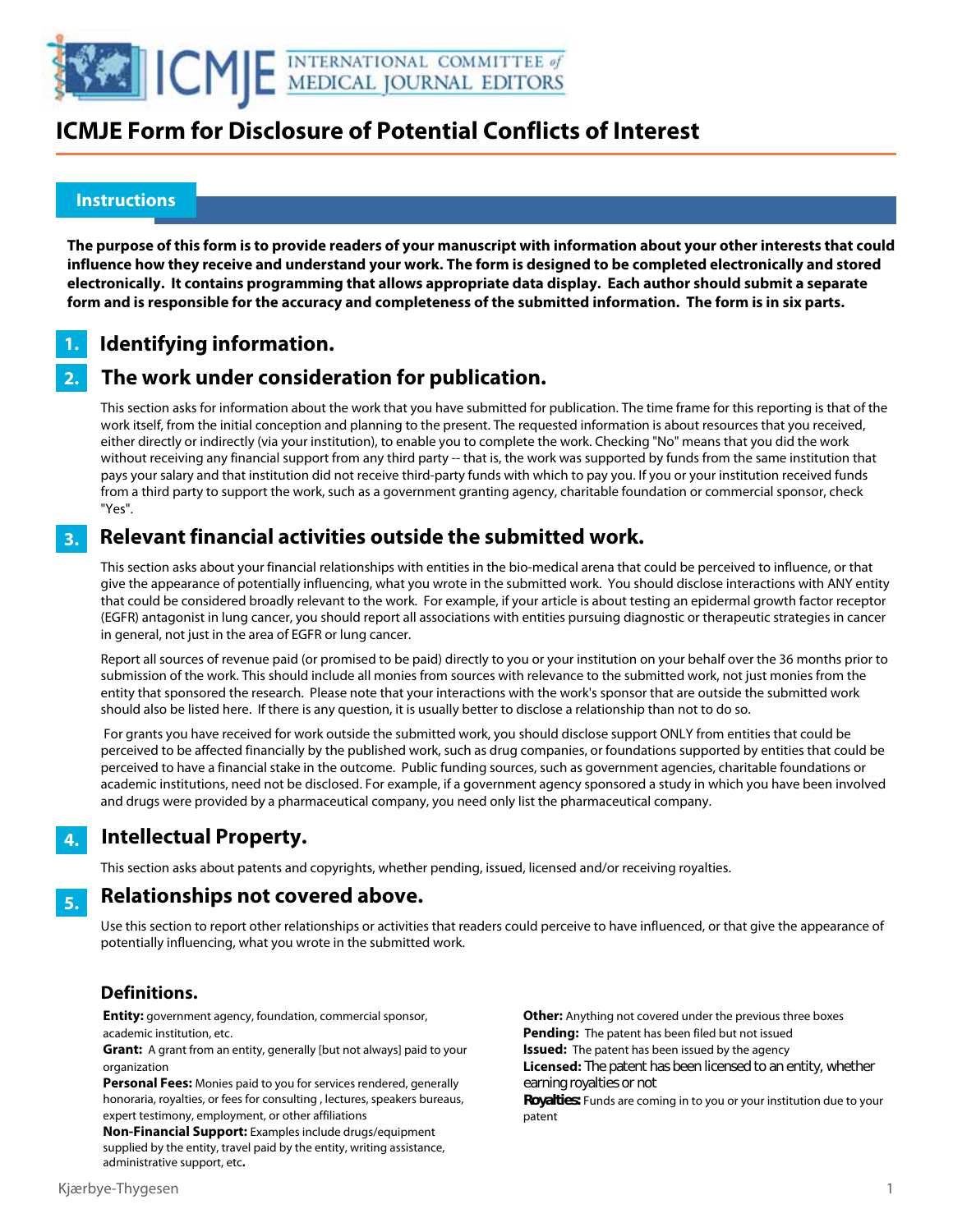# ICMJE Form for Disclosure of Potential Conflicts of Interest

## Instructions

**The purpose of this form is to provide readers of your manuscript with information about your other interests that could influence how they receive and understand your work. The form is designed to be completed electronically and stored electronically. It contains programming that allows appropriate data display. Each author should submit a separate form and is responsible for the accuracy and completeness of the submitted information. The form is in six parts.**

## 1. Identifying information.

## 2. The work under consideration for publication.

This section asks for information about the work that you have submitted for publication. The time frame for this reporting is that of the work itself, from the initial conception and planning to the present. The requested information is about resources that you received, either directly or indirectly (via your institution), to enable you to complete the work. Checking "No" means that you did the work without receiving any financial support from any third party -- that is, the work was supported by funds from the same institution that pays your salary and that institution did not receive third-party funds with which to pay you. If you or your institution received funds from a third party to support the work, such as a government granting agency, charitable foundation or commercial sponsor, check "Yes".

## 3. Relevant financial activities outside the submitted work.

This section asks about your financial relationships with entities in the bio-medical arena that could be perceived to influence, or that give the appearance of potentially influencing, what you wrote in the submitted work. You should disclose interactions with ANY entity that could be considered broadly relevant to the work. For example, if your article is about testing an epidermal growth factor receptor (EGFR) antagonist in lung cancer, you should report all associations with entities pursuing diagnostic or therapeutic strategies in cancer in general, not just in the area of EGFR or lung cancer.

Report all sources of revenue paid (or promised to be paid) directly to you or your institution on your behalf over the 36 months prior to submission of the work. This should include all monies from sources with relevance to the submitted work, not just monies from the entity that sponsored the research. Please note that your interactions with the work's sponsor that are outside the submitted work should also be listed here. If there is any question, it is usually better to disclose a relationship than not to do so.

For grants you have received for work outside the submitted work, you should disclose support ONLY from entities that could be perceived to be affected financially by the published work, such as drug companies, or foundations supported by entities that could be perceived to have a financial stake in the outcome. Public funding sources, such as government agencies, charitable foundations or academic institutions, need not be disclosed. For example, if a government agency sponsored a study in which you have been involved and drugs were provided by a pharmaceutical company, you need only list the pharmaceutical company.

## 4. Intellectual Property.

This section asks about patents and copyrights, whether pending, issued, licensed and/or receiving royalties.

## 5. Relationships not covered above.

Use this section to report other relationships or activities that readers could perceive to have influenced, or that give the appearance of potentially influencing, what you wrote in the submitted work.

### Definitions.

**Entity:** government agency, foundation, commercial sponsor, academic institution, etc.

**Grant:** A grant from an entity, generally [but not always] paid to your organization

**Personal Fees:** Monies paid to you for services rendered, generally honoraria, royalties, or fees for consulting , lectures, speakers bureaus, expert testimony, employment, or other affiliations

**Non-Financial Support:** Examples include drugs/equipment supplied by the entity, travel paid by the entity, writing assistance, administrative support, etc**.**

**Other:** Anything not covered under the previous three boxes

**Pending:** The patent has been filed but not issued

**Issued:** The patent has been issued by the agency

**Licensed:** The patent has been licensed to an entity, whether earning royalties or not

**Royalties:** Funds are coming in to you or your institution due to your patent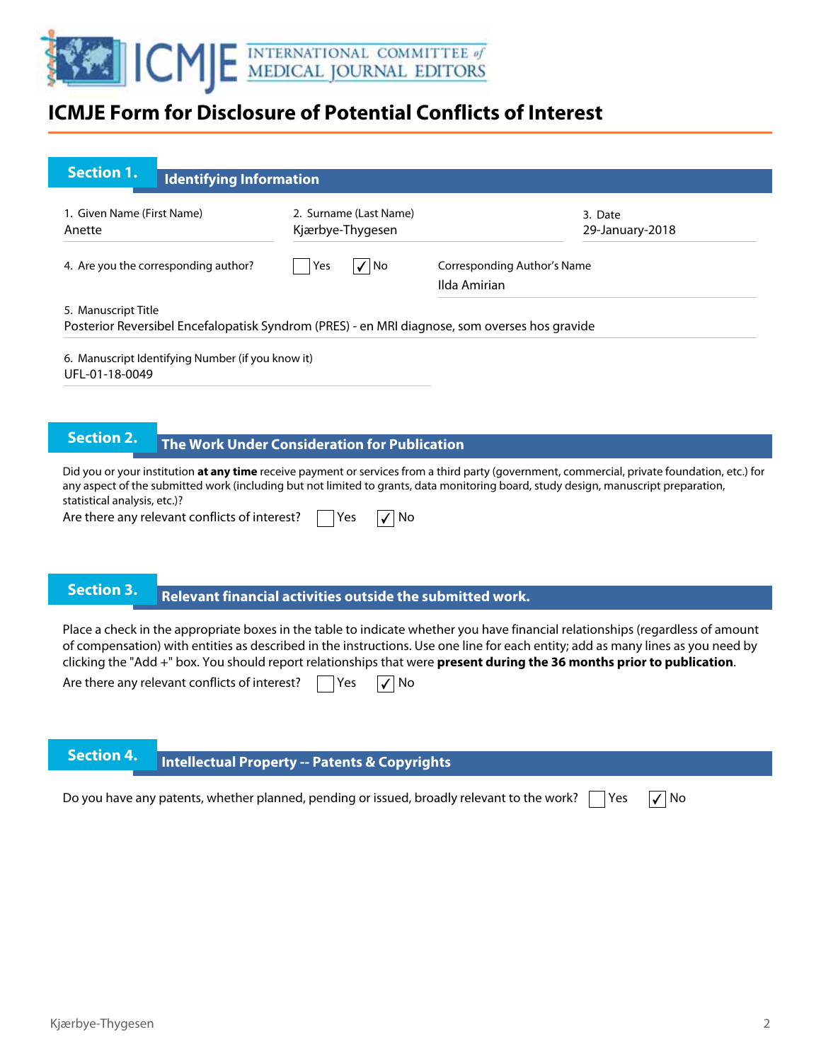# ICMJE Form for Disclosure of Potential Conflicts of Interest

## Section 1. Identifying Information

1. Given Name (First Name)
Anette

2. Surname (Last Name)
Kjærbye-Thygesen

3. Date
29-January-2018

4. Are you the corresponding author? ☐ Yes ☑ No

Corresponding Author's Name
Ilda Amirian

5. Manuscript Title
Posterior Reversibel Encefalopatisk Syndrom (PRES) - en MRI diagnose, som overses hos gravide

6. Manuscript Identifying Number (if you know it)
UFL-01-18-0049

## Section 2. The Work Under Consideration for Publication

Did you or your institution **at any time** receive payment or services from a third party (government, commercial, private foundation, etc.) for any aspect of the submitted work (including but not limited to grants, data monitoring board, study design, manuscript preparation, statistical analysis, etc.)?

Are there any relevant conflicts of interest? ☐ Yes ☑ No

## Section 3. Relevant financial activities outside the submitted work.

Place a check in the appropriate boxes in the table to indicate whether you have financial relationships (regardless of amount of compensation) with entities as described in the instructions. Use one line for each entity; add as many lines as you need by clicking the "Add +" box. You should report relationships that were **present during the 36 months prior to publication**.

Are there any relevant conflicts of interest? ☐ Yes ☑ No

## Section 4. Intellectual Property -- Patents & Copyrights

Do you have any patents, whether planned, pending or issued, broadly relevant to the work? ☐ Yes ☑ No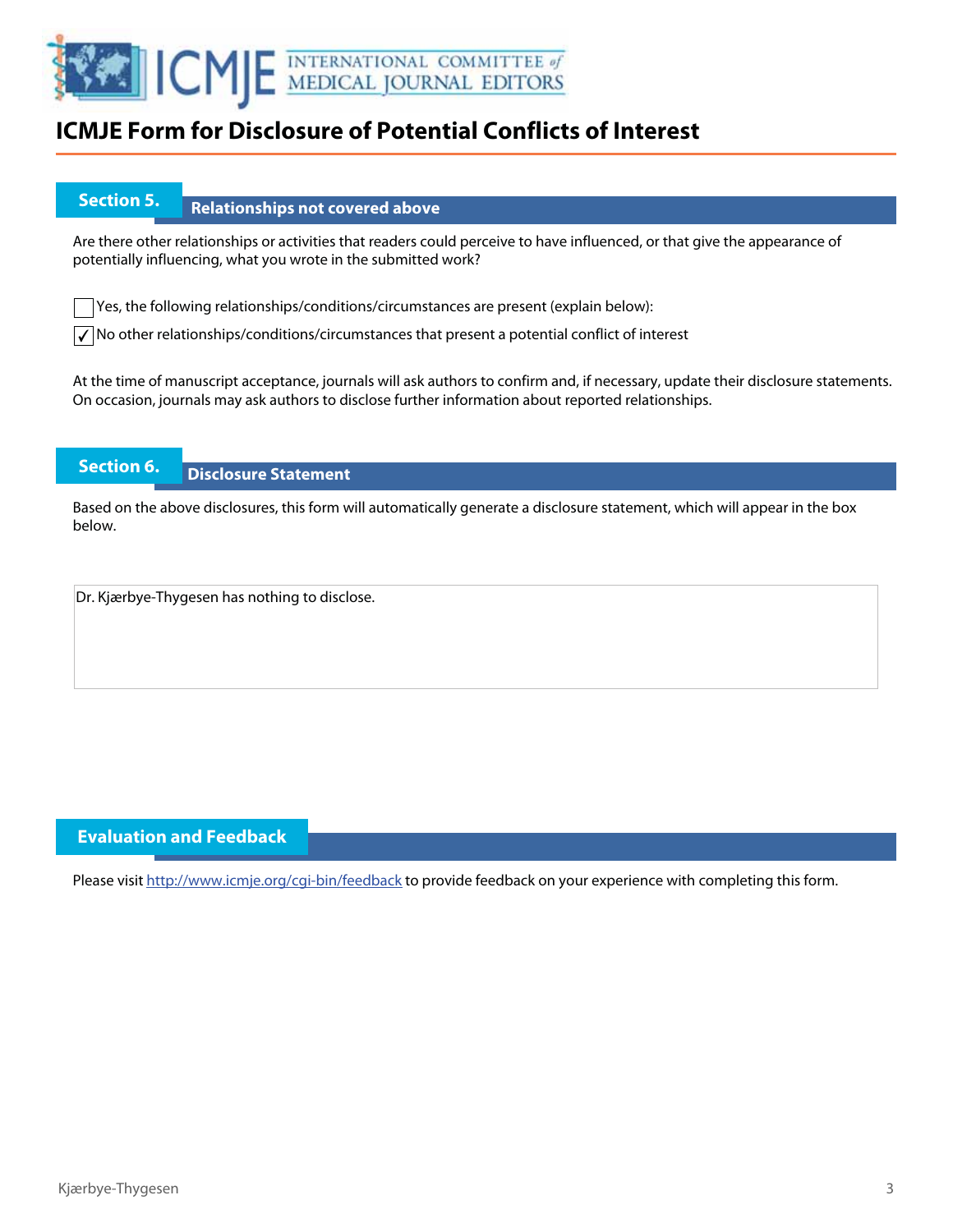# ICMJE Form for Disclosure of Potential Conflicts of Interest

## Section 5. Relationships not covered above

Are there other relationships or activities that readers could perceive to have influenced, or that give the appearance of potentially influencing, what you wrote in the submitted work?

☐ Yes, the following relationships/conditions/circumstances are present (explain below):

☑ No other relationships/conditions/circumstances that present a potential conflict of interest

At the time of manuscript acceptance, journals will ask authors to confirm and, if necessary, update their disclosure statements. On occasion, journals may ask authors to disclose further information about reported relationships.

## Section 6. Disclosure Statement

Based on the above disclosures, this form will automatically generate a disclosure statement, which will appear in the box below.

Dr. Kjærbye-Thygesen has nothing to disclose.

## Evaluation and Feedback

Please visit http://www.icmje.org/cgi-bin/feedback to provide feedback on your experience with completing this form.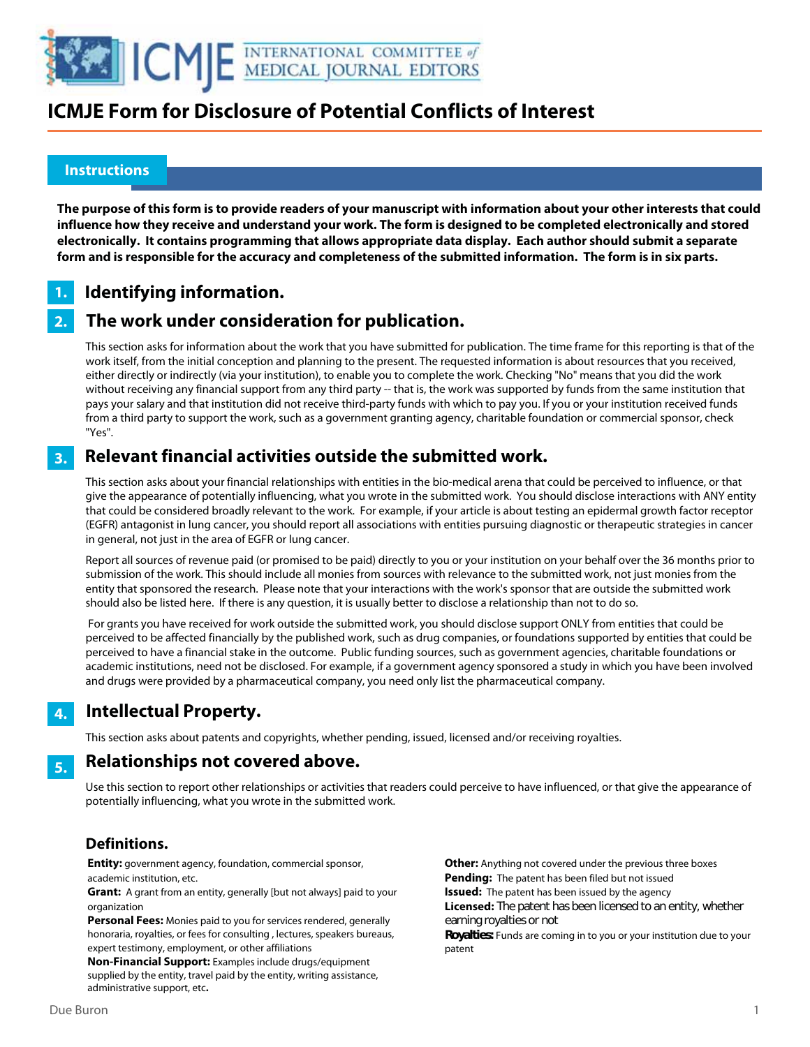# ICMJE Form for Disclosure of Potential Conflicts of Interest

## Instructions

**The purpose of this form is to provide readers of your manuscript with information about your other interests that could influence how they receive and understand your work. The form is designed to be completed electronically and stored electronically. It contains programming that allows appropriate data display. Each author should submit a separate form and is responsible for the accuracy and completeness of the submitted information. The form is in six parts.**

### 1. Identifying information.

### 2. The work under consideration for publication.

This section asks for information about the work that you have submitted for publication. The time frame for this reporting is that of the work itself, from the initial conception and planning to the present. The requested information is about resources that you received, either directly or indirectly (via your institution), to enable you to complete the work. Checking "No" means that you did the work without receiving any financial support from any third party -- that is, the work was supported by funds from the same institution that pays your salary and that institution did not receive third-party funds with which to pay you. If you or your institution received funds from a third party to support the work, such as a government granting agency, charitable foundation or commercial sponsor, check "Yes".

### 3. Relevant financial activities outside the submitted work.

This section asks about your financial relationships with entities in the bio-medical arena that could be perceived to influence, or that give the appearance of potentially influencing, what you wrote in the submitted work. You should disclose interactions with ANY entity that could be considered broadly relevant to the work. For example, if your article is about testing an epidermal growth factor receptor (EGFR) antagonist in lung cancer, you should report all associations with entities pursuing diagnostic or therapeutic strategies in cancer in general, not just in the area of EGFR or lung cancer.

Report all sources of revenue paid (or promised to be paid) directly to you or your institution on your behalf over the 36 months prior to submission of the work. This should include all monies from sources with relevance to the submitted work, not just monies from the entity that sponsored the research. Please note that your interactions with the work's sponsor that are outside the submitted work should also be listed here. If there is any question, it is usually better to disclose a relationship than not to do so.

For grants you have received for work outside the submitted work, you should disclose support ONLY from entities that could be perceived to be affected financially by the published work, such as drug companies, or foundations supported by entities that could be perceived to have a financial stake in the outcome. Public funding sources, such as government agencies, charitable foundations or academic institutions, need not be disclosed. For example, if a government agency sponsored a study in which you have been involved and drugs were provided by a pharmaceutical company, you need only list the pharmaceutical company.

### 4. Intellectual Property.

This section asks about patents and copyrights, whether pending, issued, licensed and/or receiving royalties.

### 5. Relationships not covered above.

Use this section to report other relationships or activities that readers could perceive to have influenced, or that give the appearance of potentially influencing, what you wrote in the submitted work.

### Definitions.

**Entity:** government agency, foundation, commercial sponsor, academic institution, etc.

**Grant:** A grant from an entity, generally [but not always] paid to your organization

**Personal Fees:** Monies paid to you for services rendered, generally honoraria, royalties, or fees for consulting , lectures, speakers bureaus, expert testimony, employment, or other affiliations

**Non-Financial Support:** Examples include drugs/equipment supplied by the entity, travel paid by the entity, writing assistance, administrative support, etc**.**

**Other:** Anything not covered under the previous three boxes

**Pending:** The patent has been filed but not issued

**Issued:** The patent has been issued by the agency

**Licensed:** The patent has been licensed to an entity, whether earning royalties or not

**Royalties:** Funds are coming in to you or your institution due to your patent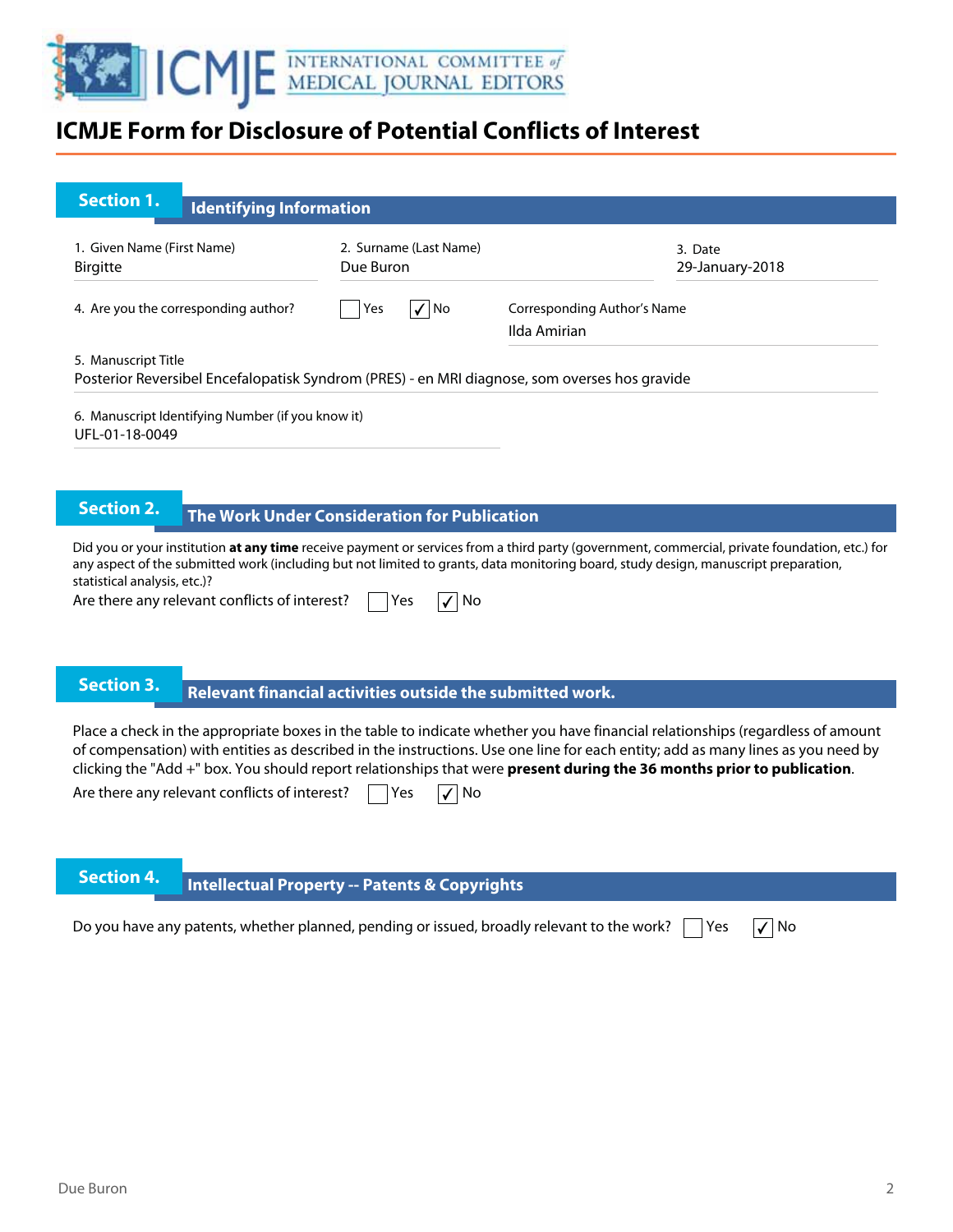# ICMJE Form for Disclosure of Potential Conflicts of Interest

## Section 1. Identifying Information

1. Given Name (First Name): Birgitte

2. Surname (Last Name): Due Buron

3. Date: 29-January-2018

4. Are you the corresponding author? ☐ Yes ☑ No

Corresponding Author's Name: Ilda Amirian

5. Manuscript Title: Posterior Reversibel Encefalopatisk Syndrom (PRES) - en MRI diagnose, som overses hos gravide

6. Manuscript Identifying Number (if you know it): UFL-01-18-0049

## Section 2. The Work Under Consideration for Publication

Did you or your institution **at any time** receive payment or services from a third party (government, commercial, private foundation, etc.) for any aspect of the submitted work (including but not limited to grants, data monitoring board, study design, manuscript preparation, statistical analysis, etc.)?

Are there any relevant conflicts of interest? ☐ Yes ☑ No

## Section 3. Relevant financial activities outside the submitted work.

Place a check in the appropriate boxes in the table to indicate whether you have financial relationships (regardless of amount of compensation) with entities as described in the instructions. Use one line for each entity; add as many lines as you need by clicking the "Add +" box. You should report relationships that were **present during the 36 months prior to publication**.

Are there any relevant conflicts of interest? ☐ Yes ☑ No

## Section 4. Intellectual Property -- Patents & Copyrights

Do you have any patents, whether planned, pending or issued, broadly relevant to the work? ☐ Yes ☑ No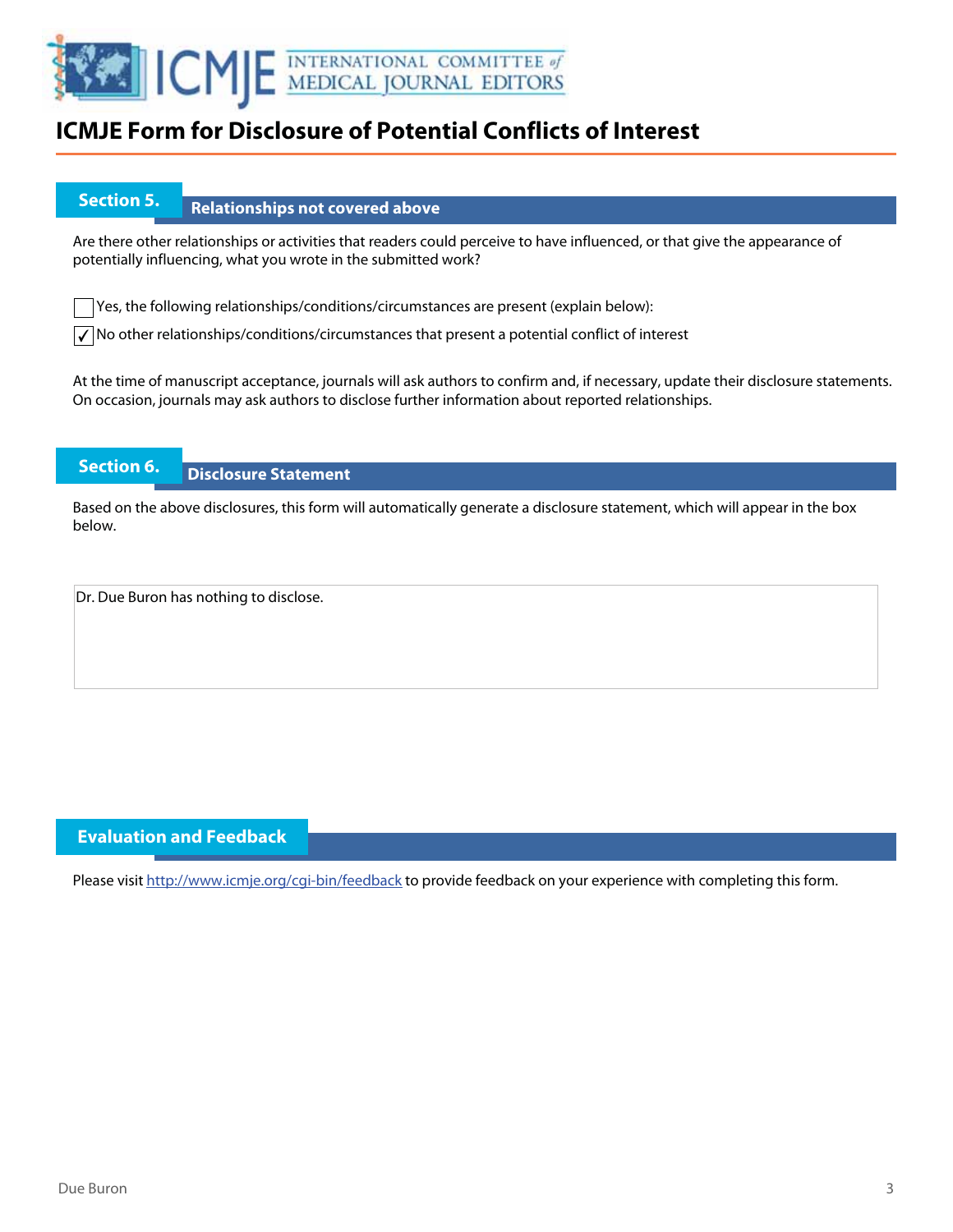# ICMJE Form for Disclosure of Potential Conflicts of Interest

## Section 5. Relationships not covered above

Are there other relationships or activities that readers could perceive to have influenced, or that give the appearance of potentially influencing, what you wrote in the submitted work?

☐ Yes, the following relationships/conditions/circumstances are present (explain below):

☑ No other relationships/conditions/circumstances that present a potential conflict of interest

At the time of manuscript acceptance, journals will ask authors to confirm and, if necessary, update their disclosure statements. On occasion, journals may ask authors to disclose further information about reported relationships.

## Section 6. Disclosure Statement

Based on the above disclosures, this form will automatically generate a disclosure statement, which will appear in the box below.

Dr. Due Buron has nothing to disclose.

## Evaluation and Feedback

Please visit http://www.icmje.org/cgi-bin/feedback to provide feedback on your experience with completing this form.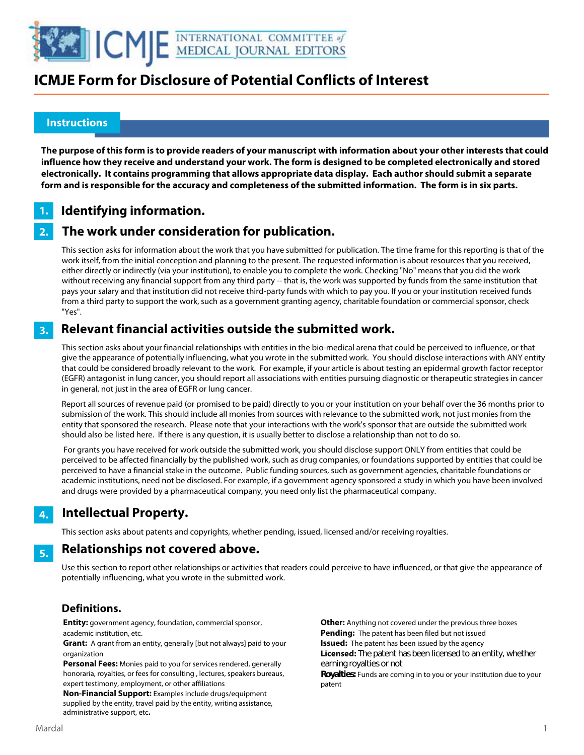# ICMJE Form for Disclosure of Potential Conflicts of Interest

## Instructions

**The purpose of this form is to provide readers of your manuscript with information about your other interests that could influence how they receive and understand your work. The form is designed to be completed electronically and stored electronically. It contains programming that allows appropriate data display. Each author should submit a separate form and is responsible for the accuracy and completeness of the submitted information. The form is in six parts.**

### 1. Identifying information.

### 2. The work under consideration for publication.

This section asks for information about the work that you have submitted for publication. The time frame for this reporting is that of the work itself, from the initial conception and planning to the present. The requested information is about resources that you received, either directly or indirectly (via your institution), to enable you to complete the work. Checking "No" means that you did the work without receiving any financial support from any third party -- that is, the work was supported by funds from the same institution that pays your salary and that institution did not receive third-party funds with which to pay you. If you or your institution received funds from a third party to support the work, such as a government granting agency, charitable foundation or commercial sponsor, check "Yes".

### 3. Relevant financial activities outside the submitted work.

This section asks about your financial relationships with entities in the bio-medical arena that could be perceived to influence, or that give the appearance of potentially influencing, what you wrote in the submitted work. You should disclose interactions with ANY entity that could be considered broadly relevant to the work. For example, if your article is about testing an epidermal growth factor receptor (EGFR) antagonist in lung cancer, you should report all associations with entities pursuing diagnostic or therapeutic strategies in cancer in general, not just in the area of EGFR or lung cancer.

Report all sources of revenue paid (or promised to be paid) directly to you or your institution on your behalf over the 36 months prior to submission of the work. This should include all monies from sources with relevance to the submitted work, not just monies from the entity that sponsored the research. Please note that your interactions with the work's sponsor that are outside the submitted work should also be listed here. If there is any question, it is usually better to disclose a relationship than not to do so.

For grants you have received for work outside the submitted work, you should disclose support ONLY from entities that could be perceived to be affected financially by the published work, such as drug companies, or foundations supported by entities that could be perceived to have a financial stake in the outcome. Public funding sources, such as government agencies, charitable foundations or academic institutions, need not be disclosed. For example, if a government agency sponsored a study in which you have been involved and drugs were provided by a pharmaceutical company, you need only list the pharmaceutical company.

### 4. Intellectual Property.

This section asks about patents and copyrights, whether pending, issued, licensed and/or receiving royalties.

### 5. Relationships not covered above.

Use this section to report other relationships or activities that readers could perceive to have influenced, or that give the appearance of potentially influencing, what you wrote in the submitted work.

### Definitions.

**Entity:** government agency, foundation, commercial sponsor, academic institution, etc.

**Grant:** A grant from an entity, generally [but not always] paid to your organization

**Personal Fees:** Monies paid to you for services rendered, generally honoraria, royalties, or fees for consulting , lectures, speakers bureaus, expert testimony, employment, or other affiliations

**Non-Financial Support:** Examples include drugs/equipment supplied by the entity, travel paid by the entity, writing assistance, administrative support, etc**.**

**Other:** Anything not covered under the previous three boxes

**Pending:** The patent has been filed but not issued

**Issued:** The patent has been issued by the agency

**Licensed:** The patent has been licensed to an entity, whether earning royalties or not

**Royalties:** Funds are coming in to you or your institution due to your patent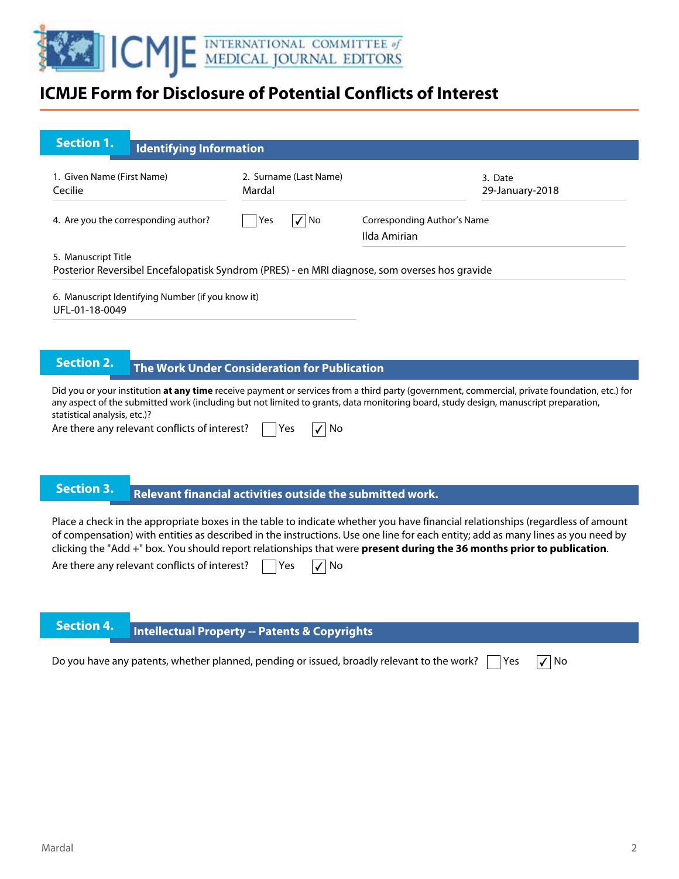# ICMJE Form for Disclosure of Potential Conflicts of Interest

## Section 1. Identifying Information

1. Given Name (First Name): Cecilie
2. Surname (Last Name): Mardal
3. Date: 29-January-2018

4. Are you the corresponding author? ☐ Yes ☑ No

Corresponding Author's Name: Ilda Amirian

5. Manuscript Title
Posterior Reversibel Encefalopatisk Syndrom (PRES) - en MRI diagnose, som overses hos gravide

6. Manuscript Identifying Number (if you know it)
UFL-01-18-0049

## Section 2. The Work Under Consideration for Publication

Did you or your institution **at any time** receive payment or services from a third party (government, commercial, private foundation, etc.) for any aspect of the submitted work (including but not limited to grants, data monitoring board, study design, manuscript preparation, statistical analysis, etc.)?

Are there any relevant conflicts of interest? ☐ Yes ☑ No

## Section 3. Relevant financial activities outside the submitted work.

Place a check in the appropriate boxes in the table to indicate whether you have financial relationships (regardless of amount of compensation) with entities as described in the instructions. Use one line for each entity; add as many lines as you need by clicking the "Add +" box. You should report relationships that were **present during the 36 months prior to publication**.

Are there any relevant conflicts of interest? ☐ Yes ☑ No

## Section 4. Intellectual Property -- Patents & Copyrights

Do you have any patents, whether planned, pending or issued, broadly relevant to the work? ☐ Yes ☑ No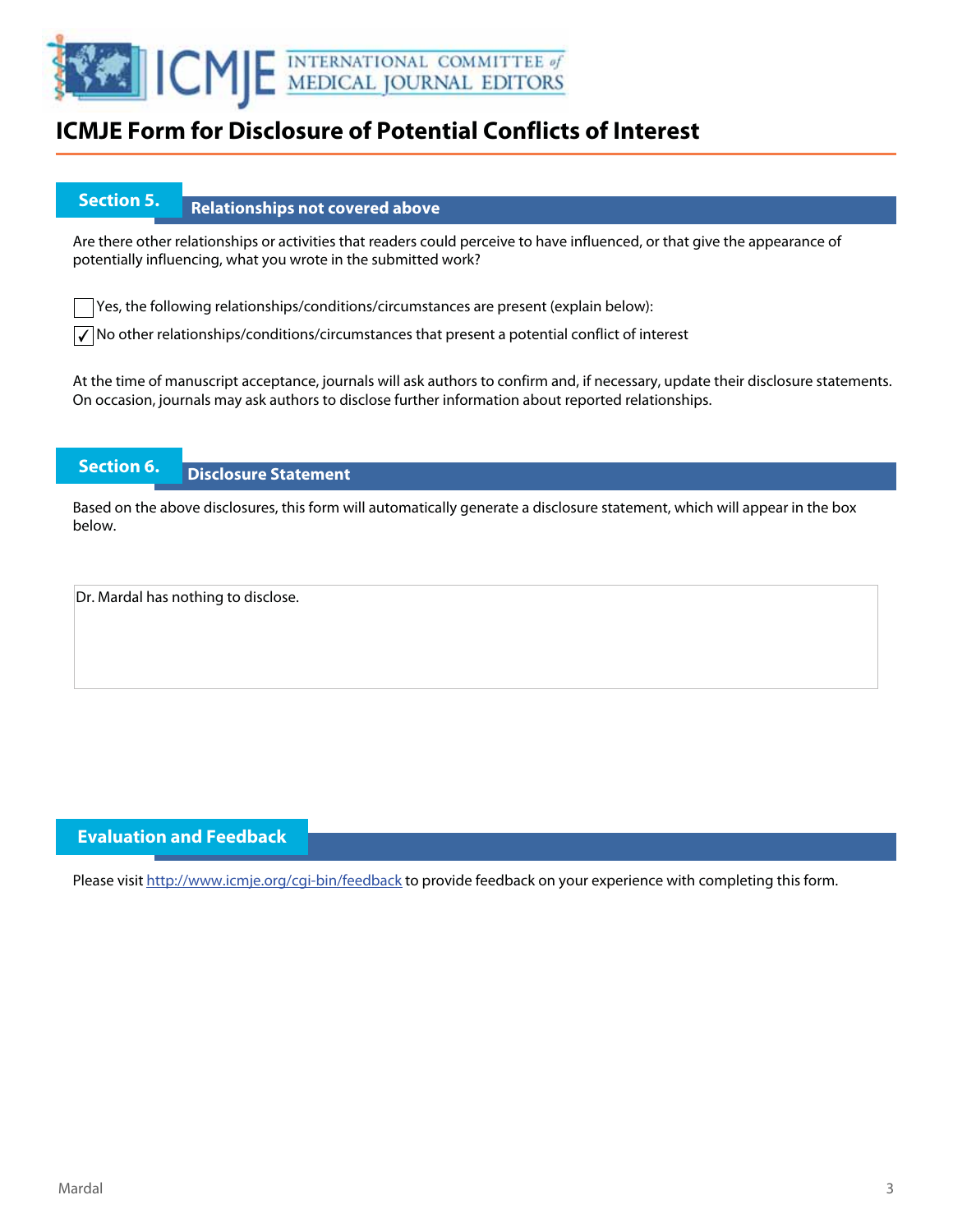# ICMJE Form for Disclosure of Potential Conflicts of Interest

## Section 5. Relationships not covered above

Are there other relationships or activities that readers could perceive to have influenced, or that give the appearance of potentially influencing, what you wrote in the submitted work?

☐ Yes, the following relationships/conditions/circumstances are present (explain below):

☑ No other relationships/conditions/circumstances that present a potential conflict of interest

At the time of manuscript acceptance, journals will ask authors to confirm and, if necessary, update their disclosure statements. On occasion, journals may ask authors to disclose further information about reported relationships.

## Section 6. Disclosure Statement

Based on the above disclosures, this form will automatically generate a disclosure statement, which will appear in the box below.

Dr. Mardal has nothing to disclose.

## Evaluation and Feedback

Please visit http://www.icmje.org/cgi-bin/feedback to provide feedback on your experience with completing this form.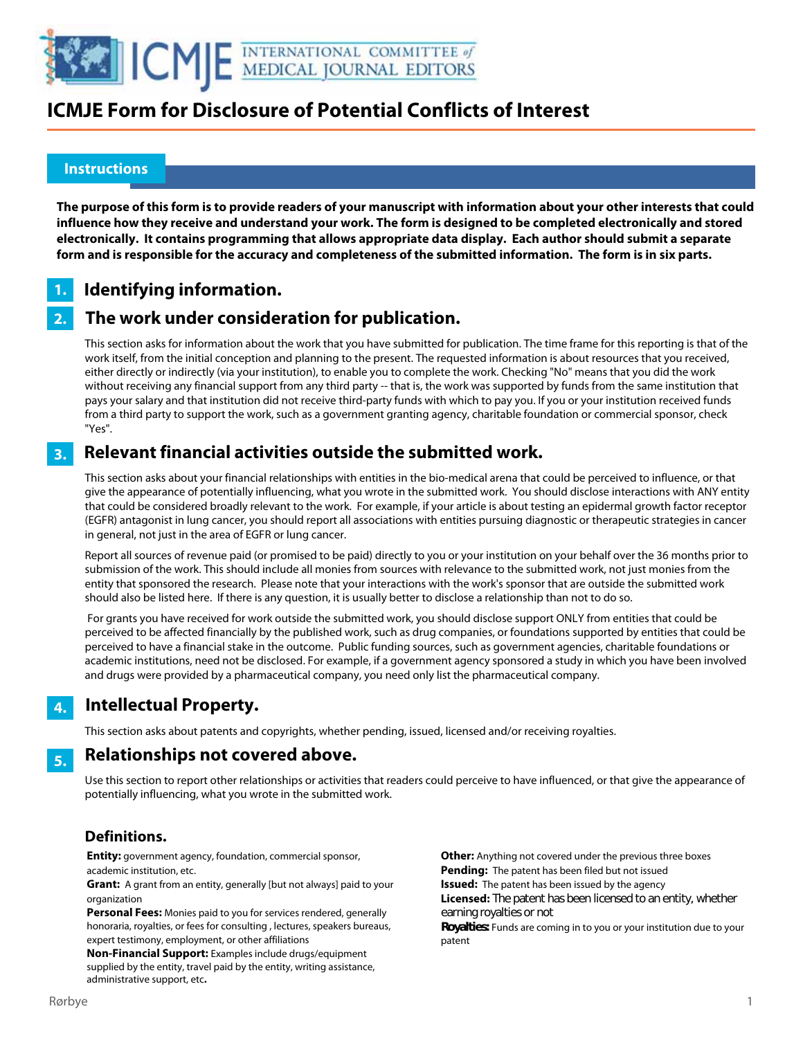# ICMJE Form for Disclosure of Potential Conflicts of Interest

## Instructions

**The purpose of this form is to provide readers of your manuscript with information about your other interests that could influence how they receive and understand your work. The form is designed to be completed electronically and stored electronically. It contains programming that allows appropriate data display. Each author should submit a separate form and is responsible for the accuracy and completeness of the submitted information. The form is in six parts.**

### 1. Identifying information.

### 2. The work under consideration for publication.

This section asks for information about the work that you have submitted for publication. The time frame for this reporting is that of the work itself, from the initial conception and planning to the present. The requested information is about resources that you received, either directly or indirectly (via your institution), to enable you to complete the work. Checking "No" means that you did the work without receiving any financial support from any third party -- that is, the work was supported by funds from the same institution that pays your salary and that institution did not receive third-party funds with which to pay you. If you or your institution received funds from a third party to support the work, such as a government granting agency, charitable foundation or commercial sponsor, check "Yes".

### 3. Relevant financial activities outside the submitted work.

This section asks about your financial relationships with entities in the bio-medical arena that could be perceived to influence, or that give the appearance of potentially influencing, what you wrote in the submitted work. You should disclose interactions with ANY entity that could be considered broadly relevant to the work. For example, if your article is about testing an epidermal growth factor receptor (EGFR) antagonist in lung cancer, you should report all associations with entities pursuing diagnostic or therapeutic strategies in cancer in general, not just in the area of EGFR or lung cancer.

Report all sources of revenue paid (or promised to be paid) directly to you or your institution on your behalf over the 36 months prior to submission of the work. This should include all monies from sources with relevance to the submitted work, not just monies from the entity that sponsored the research. Please note that your interactions with the work's sponsor that are outside the submitted work should also be listed here. If there is any question, it is usually better to disclose a relationship than not to do so.

For grants you have received for work outside the submitted work, you should disclose support ONLY from entities that could be perceived to be affected financially by the published work, such as drug companies, or foundations supported by entities that could be perceived to have a financial stake in the outcome. Public funding sources, such as government agencies, charitable foundations or academic institutions, need not be disclosed. For example, if a government agency sponsored a study in which you have been involved and drugs were provided by a pharmaceutical company, you need only list the pharmaceutical company.

### 4. Intellectual Property.

This section asks about patents and copyrights, whether pending, issued, licensed and/or receiving royalties.

### 5. Relationships not covered above.

Use this section to report other relationships or activities that readers could perceive to have influenced, or that give the appearance of potentially influencing, what you wrote in the submitted work.

### Definitions.

**Entity:** government agency, foundation, commercial sponsor, academic institution, etc.

**Grant:** A grant from an entity, generally [but not always] paid to your organization

**Personal Fees:** Monies paid to you for services rendered, generally honoraria, royalties, or fees for consulting , lectures, speakers bureaus, expert testimony, employment, or other affiliations

**Non-Financial Support:** Examples include drugs/equipment supplied by the entity, travel paid by the entity, writing assistance, administrative support, etc**.**

**Other:** Anything not covered under the previous three boxes

**Pending:** The patent has been filed but not issued

**Issued:** The patent has been issued by the agency

**Licensed:** The patent has been licensed to an entity, whether earning royalties or not

**Royalties:** Funds are coming in to you or your institution due to your patent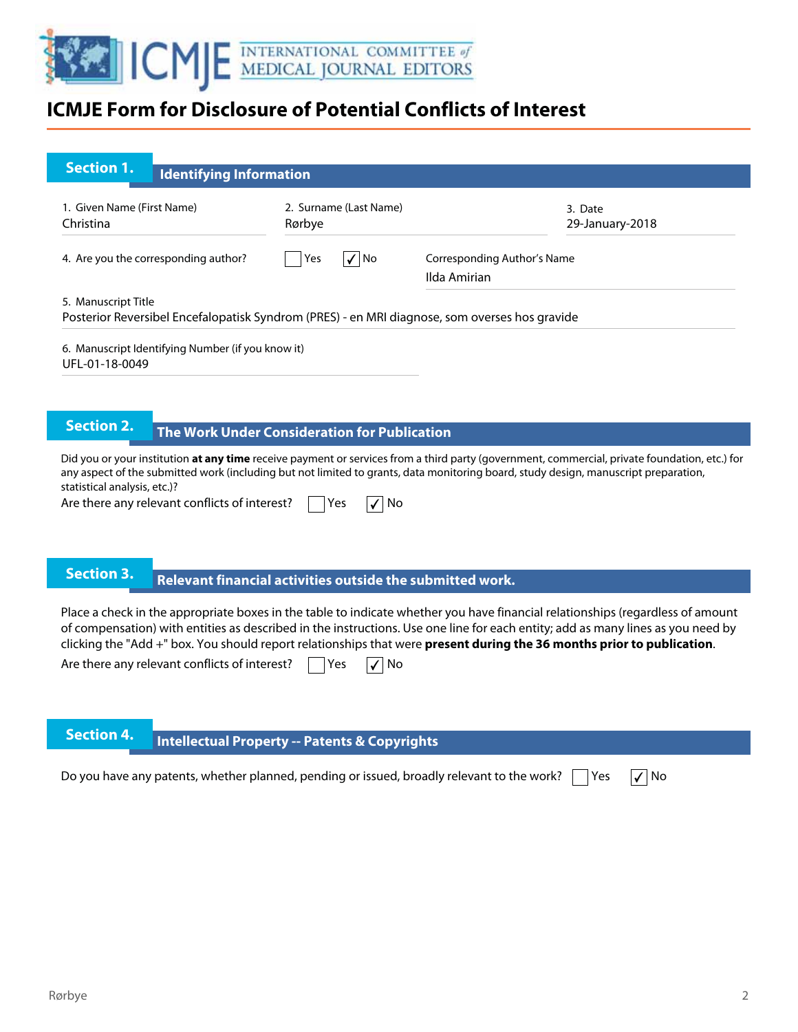# ICMJE Form for Disclosure of Potential Conflicts of Interest

## Section 1. Identifying Information

1. Given Name (First Name)
Christina

2. Surname (Last Name)
Rørbye

3. Date
29-January-2018

4. Are you the corresponding author? ☐ Yes ☑ No

Corresponding Author's Name
Ilda Amirian

5. Manuscript Title
Posterior Reversibel Encefalopatisk Syndrom (PRES) - en MRI diagnose, som overses hos gravide

6. Manuscript Identifying Number (if you know it)
UFL-01-18-0049

## Section 2. The Work Under Consideration for Publication

Did you or your institution **at any time** receive payment or services from a third party (government, commercial, private foundation, etc.) for any aspect of the submitted work (including but not limited to grants, data monitoring board, study design, manuscript preparation, statistical analysis, etc.)?

Are there any relevant conflicts of interest? ☐ Yes ☑ No

## Section 3. Relevant financial activities outside the submitted work.

Place a check in the appropriate boxes in the table to indicate whether you have financial relationships (regardless of amount of compensation) with entities as described in the instructions. Use one line for each entity; add as many lines as you need by clicking the "Add +" box. You should report relationships that were **present during the 36 months prior to publication**.

Are there any relevant conflicts of interest? ☐ Yes ☑ No

## Section 4. Intellectual Property -- Patents & Copyrights

Do you have any patents, whether planned, pending or issued, broadly relevant to the work? ☐ Yes ☑ No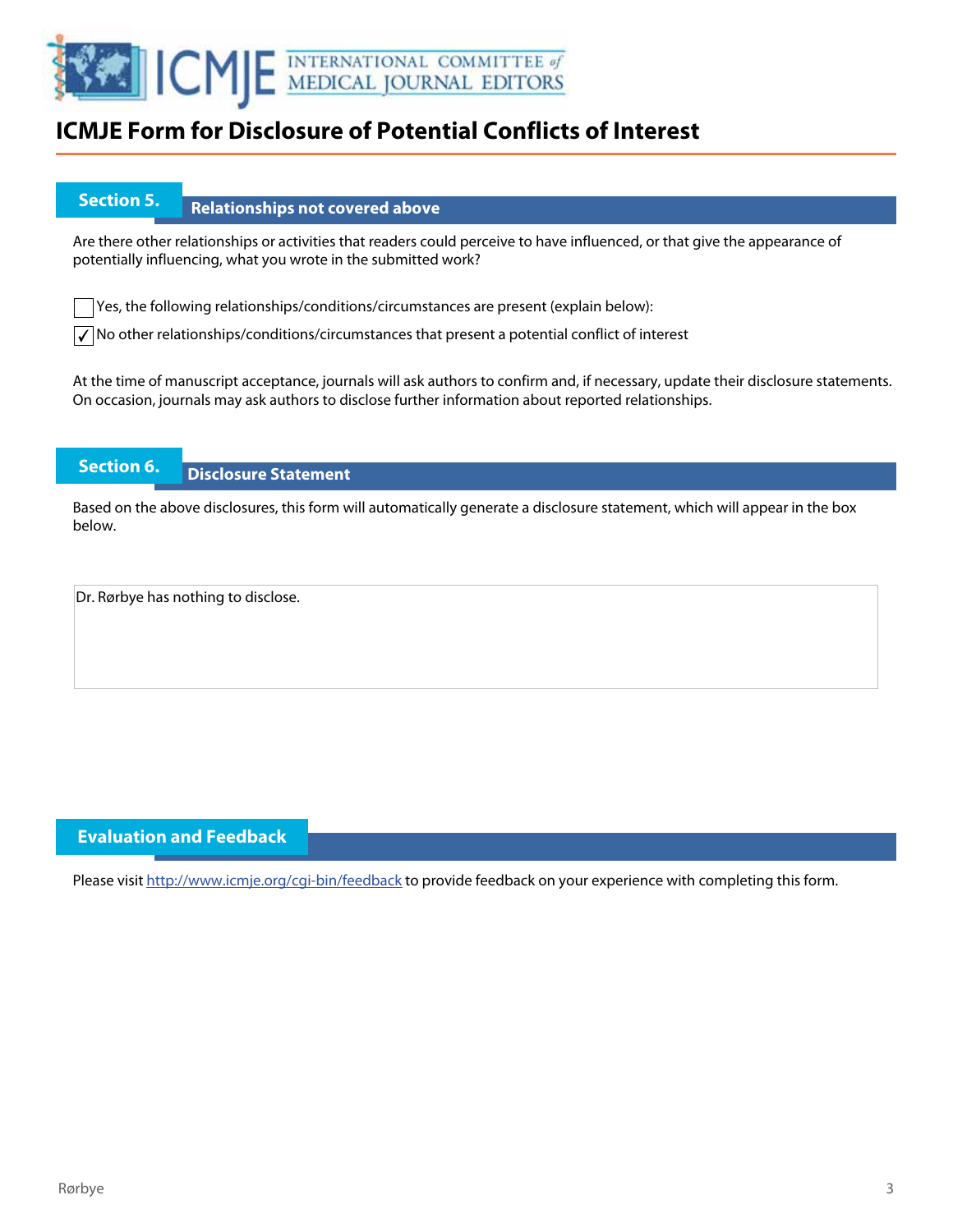# ICMJE Form for Disclosure of Potential Conflicts of Interest

## Section 5. Relationships not covered above

Are there other relationships or activities that readers could perceive to have influenced, or that give the appearance of potentially influencing, what you wrote in the submitted work?

☐ Yes, the following relationships/conditions/circumstances are present (explain below):

☑ No other relationships/conditions/circumstances that present a potential conflict of interest

At the time of manuscript acceptance, journals will ask authors to confirm and, if necessary, update their disclosure statements. On occasion, journals may ask authors to disclose further information about reported relationships.

## Section 6. Disclosure Statement

Based on the above disclosures, this form will automatically generate a disclosure statement, which will appear in the box below.

Dr. Rørbye has nothing to disclose.

## Evaluation and Feedback

Please visit http://www.icmje.org/cgi-bin/feedback to provide feedback on your experience with completing this form.